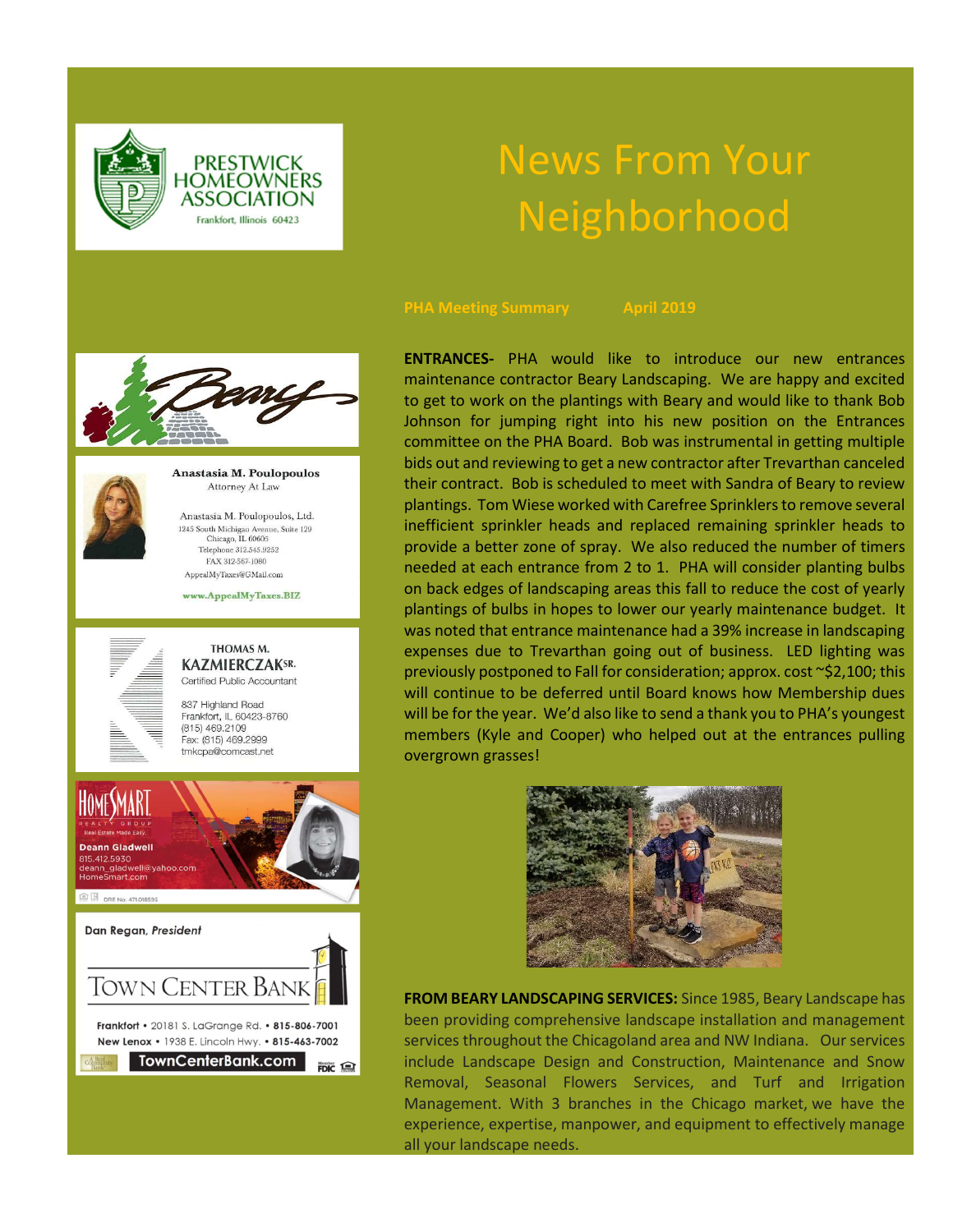# News From Your Neighborhood

PRESTWICK HOMEOWNERS ASSOCIATION
Frankfort, Illinois 60423

**PHA Meeting Summary April 2019**

**ENTRANCES-** PHA would like to introduce our new entrances maintenance contractor Beary Landscaping. We are happy and excited to get to work on the plantings with Beary and would like to thank Bob Johnson for jumping right into his new position on the Entrances committee on the PHA Board. Bob was instrumental in getting multiple bids out and reviewing to get a new contractor after Trevarthan canceled their contract. Bob is scheduled to meet with Sandra of Beary to review plantings. Tom Wiese worked with Carefree Sprinklers to remove several inefficient sprinkler heads and replaced remaining sprinkler heads to provide a better zone of spray. We also reduced the number of timers needed at each entrance from 2 to 1. PHA will consider planting bulbs on back edges of landscaping areas this fall to reduce the cost of yearly plantings of bulbs in hopes to lower our yearly maintenance budget. It was noted that entrance maintenance had a 39% increase in landscaping expenses due to Trevarthan going out of business. LED lighting was previously postponed to Fall for consideration; approx. cost ~$2,100; this will continue to be deferred until Board knows how Membership dues will be for the year. We'd also like to send a thank you to PHA's youngest members (Kyle and Cooper) who helped out at the entrances pulling overgrown grasses!

**FROM BEARY LANDSCAPING SERVICES:** Since 1985, Beary Landscape has been providing comprehensive landscape installation and management services throughout the Chicagoland area and NW Indiana. Our services include Landscape Design and Construction, Maintenance and Snow Removal, Seasonal Flowers Services, and Turf and Irrigation Management. With 3 branches in the Chicago market, we have the experience, expertise, manpower, and equipment to effectively manage all your landscape needs.

---

Beary

**Anastasia M. Poulopoulos**
Attorney At Law

Anastasia M. Poulopoulos, Ltd.
1245 South Michigan Avenue, Suite 129
Chicago, IL 60605
Telephone 312.545.9252
FAX 312-567-1080
AppealMyTaxes@GMail.com

www.AppealMyTaxes.BIZ

**THOMAS M. KAZMIERCZAK SR.**
Certified Public Accountant

837 Highland Road
Frankfort, IL 60423-8760
(815) 469.2109
Fax: (815) 469.2999
tmkcpa@comcast.net

HOMESMART REALTY GROUP
Real Estate Made Easy.
**Deann Gladwell**
815.412.5930
deann_gladwell@yahoo.com
HomeSmart.com
DRE No: 471.018595

*Dan Regan, President*

TOWN CENTER BANK

**Frankfort** • 20181 S. LaGrange Rd. • **815-806-7001**
**New Lenox** • 1938 E. Lincoln Hwy. • **815-463-7002**

**TownCenterBank.com**
Member FDIC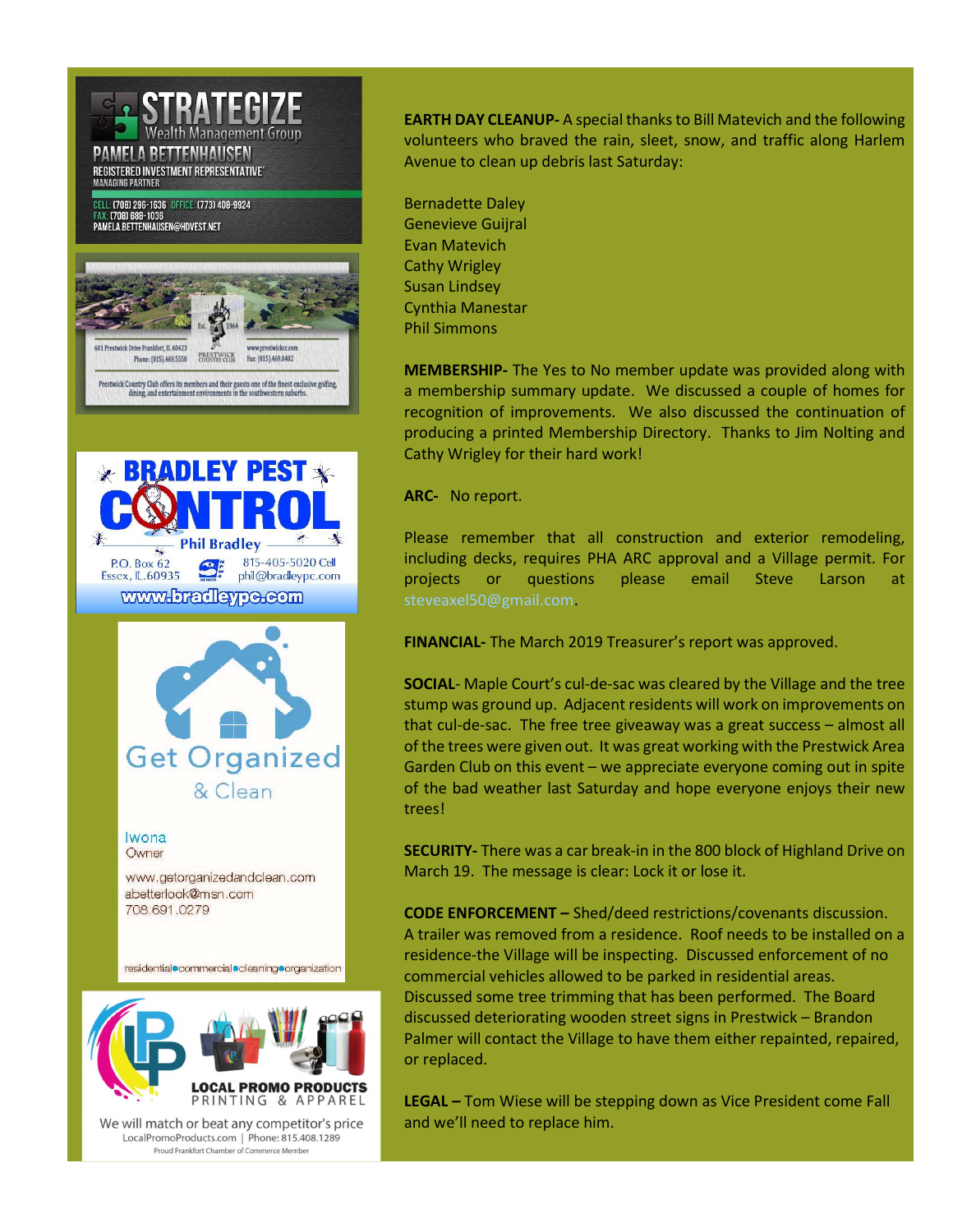STRATEGIZE
Wealth Management Group
PAMELA BETTENHAUSEN
REGISTERED INVESTMENT REPRESENTATIVE
MANAGING PARTNER

CELL: (708) 296-1636 OFFICE: (773) 408-9924
FAX: (708) 688-1036
PAMELA.BETTENHAUSEN@HDVEST.NET

Est. 1964
PRESTWICK COUNTRY CLUB
601 Prestwick Drive Frankfort, IL 60423
Phone: (815) 469.5550
www.prestwickcc.com
Fax: (815) 469.8482

Prestwick Country Club offers its members and their guests one of the finest exclusive golfing, dining, and entertainment environments in the southwestern suburbs.

BRADLEY PEST CONTROL
Phil Bradley
P.O. Box 62
Essex, IL 60935
815-405-5020 Cell
phil@bradleypc.com
www.bradleypc.com

Get Organized & Clean
Iwona
Owner
www.getorganizedandclean.com
abetterlook@msn.com
708.691.0279
residential•commercial•cleaning•organization

LOCAL PROMO PRODUCTS
PRINTING & APPAREL
We will match or beat any competitor's price
LocalPromoProducts.com | Phone: 815.408.1289
Proud Frankfort Chamber of Commerce Member

**EARTH DAY CLEANUP-** A special thanks to Bill Matevich and the following volunteers who braved the rain, sleet, snow, and traffic along Harlem Avenue to clean up debris last Saturday:

Bernadette Daley
Genevieve Guijral
Evan Matevich
Cathy Wrigley
Susan Lindsey
Cynthia Manestar
Phil Simmons

**MEMBERSHIP-** The Yes to No member update was provided along with a membership summary update. We discussed a couple of homes for recognition of improvements. We also discussed the continuation of producing a printed Membership Directory. Thanks to Jim Nolting and Cathy Wrigley for their hard work!

**ARC-** No report.

Please remember that all construction and exterior remodeling, including decks, requires PHA ARC approval and a Village permit. For projects or questions please email Steve Larson at steveaxel50@gmail.com.

**FINANCIAL-** The March 2019 Treasurer's report was approved.

**SOCIAL**- Maple Court's cul-de-sac was cleared by the Village and the tree stump was ground up. Adjacent residents will work on improvements on that cul-de-sac. The free tree giveaway was a great success – almost all of the trees were given out. It was great working with the Prestwick Area Garden Club on this event – we appreciate everyone coming out in spite of the bad weather last Saturday and hope everyone enjoys their new trees!

**SECURITY-** There was a car break-in in the 800 block of Highland Drive on March 19. The message is clear: Lock it or lose it.

**CODE ENFORCEMENT –** Shed/deed restrictions/covenants discussion. A trailer was removed from a residence. Roof needs to be installed on a residence-the Village will be inspecting. Discussed enforcement of no commercial vehicles allowed to be parked in residential areas. Discussed some tree trimming that has been performed. The Board discussed deteriorating wooden street signs in Prestwick – Brandon Palmer will contact the Village to have them either repainted, repaired, or replaced.

**LEGAL –** Tom Wiese will be stepping down as Vice President come Fall and we'll need to replace him.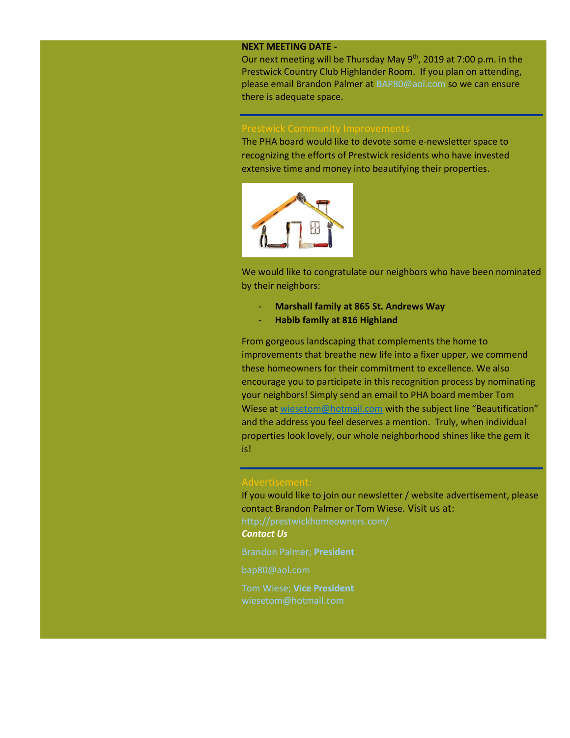**NEXT MEETING DATE -**

Our next meeting will be Thursday May 9th, 2019 at 7:00 p.m. in the Prestwick Country Club Highlander Room. If you plan on attending, please email Brandon Palmer at BAP80@aol.com so we can ensure there is adequate space.

## Prestwick Community Improvements

The PHA board would like to devote some e-newsletter space to recognizing the efforts of Prestwick residents who have invested extensive time and money into beautifying their properties.

We would like to congratulate our neighbors who have been nominated by their neighbors:

- **Marshall family at 865 St. Andrews Way**
- **Habib family at 816 Highland**

From gorgeous landscaping that complements the home to improvements that breathe new life into a fixer upper, we commend these homeowners for their commitment to excellence. We also encourage you to participate in this recognition process by nominating your neighbors! Simply send an email to PHA board member Tom Wiese at wiesetom@hotmail.com with the subject line "Beautification" and the address you feel deserves a mention. Truly, when individual properties look lovely, our whole neighborhood shines like the gem it is!

## Advertisement:

If you would like to join our newsletter / website advertisement, please contact Brandon Palmer or Tom Wiese. Visit us at: http://prestwickhomeowners.com/

***Contact Us***

Brandon Palmer; **President**

bap80@aol.com

Tom Wiese; **Vice President**
wiesetom@hotmail.com